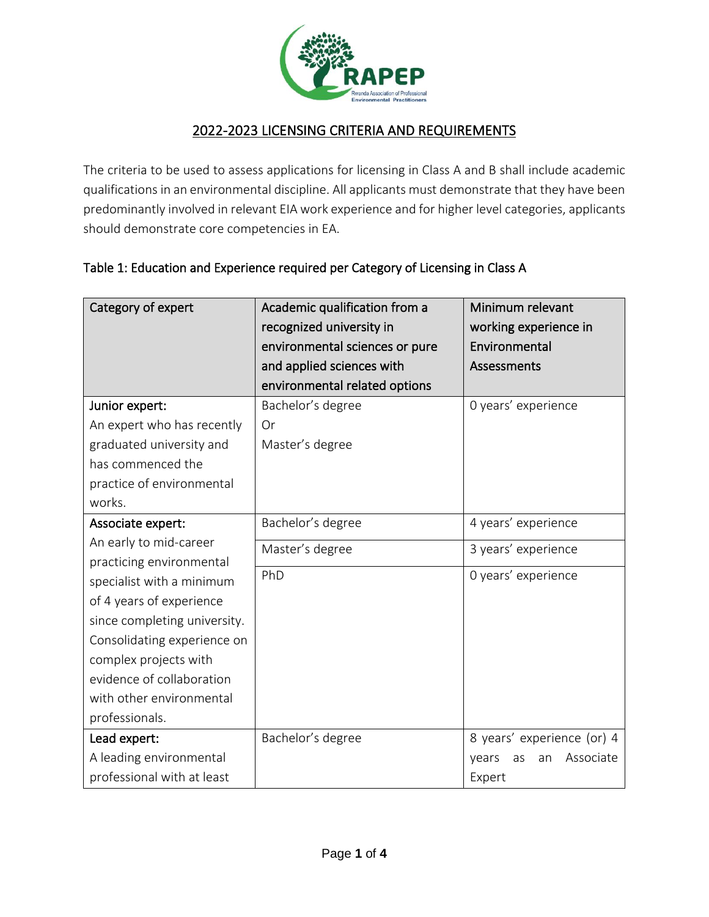## 2022-2023 LICENSING CRITERIA AND REQUIREMENTS

The criteria to be used to assess applications for licensing in Class A and B shall include academic qualifications in an environmental discipline. All applicants must demonstrate that they have been predominantly involved in relevant EIA work experience and for higher level categories, applicants should demonstrate core competencies in EA.

Table 1: Education and Experience required per Category of Licensing in Class A

| Category of expert | Academic qualification from a recognized university in environmental sciences or pure and applied sciences with environmental related options | Minimum relevant working experience in Environmental Assessments |
|---|---|---|
| **Junior expert:** An expert who has recently graduated university and has commenced the practice of environmental works. | Bachelor's degree Or Master's degree | 0 years' experience |
| **Associate expert:** An early to mid-career practicing environmental specialist with a minimum of 4 years of experience since completing university. Consolidating experience on complex projects with evidence of collaboration with other environmental professionals. | Bachelor's degree | 4 years' experience |
| | Master's degree | 3 years' experience |
| | PhD | 0 years' experience |
| **Lead expert:** A leading environmental professional with at least | Bachelor's degree | 8 years' experience (or) 4 years as an Associate Expert |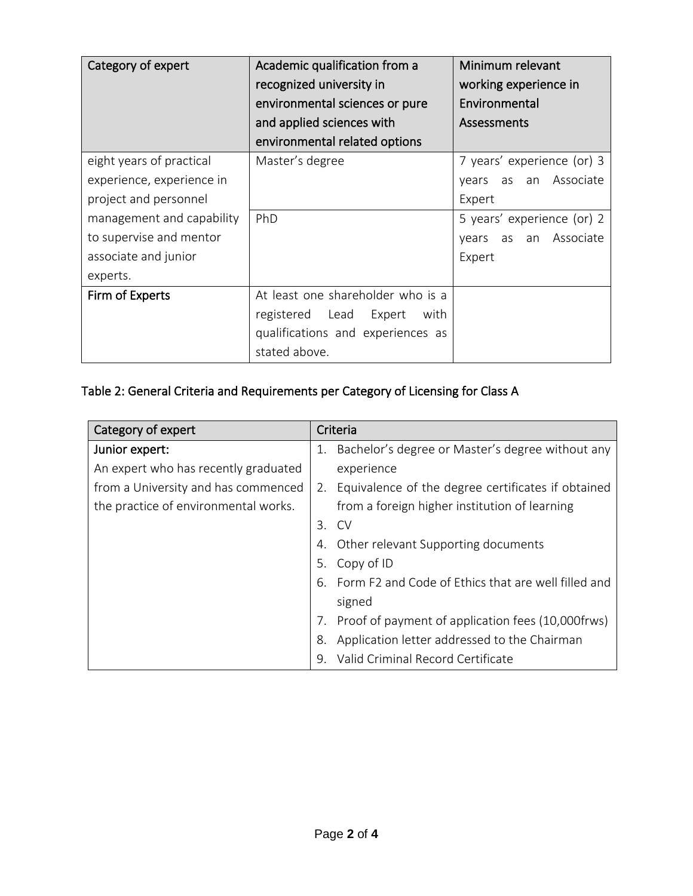| Category of expert | Academic qualification from a recognized university in environmental sciences or pure and applied sciences with environmental related options | Minimum relevant working experience in Environmental Assessments |
|---|---|---|
| eight years of practical experience, experience in project and personnel management and capability to supervise and mentor associate and junior experts. | Master's degree | 7 years' experience (or) 3 years as an Associate Expert |
| | PhD | 5 years' experience (or) 2 years as an Associate Expert |
| Firm of Experts | At least one shareholder who is a registered Lead Expert with qualifications and experiences as stated above. | |

Table 2: General Criteria and Requirements per Category of Licensing for Class A

| Category of expert | Criteria |
|---|---|
| **Junior expert:**<br>An expert who has recently graduated from a University and has commenced the practice of environmental works. | 1. Bachelor's degree or Master's degree without any experience<br>2. Equivalence of the degree certificates if obtained from a foreign higher institution of learning<br>3. CV<br>4. Other relevant Supporting documents<br>5. Copy of ID<br>6. Form F2 and Code of Ethics that are well filled and signed<br>7. Proof of payment of application fees (10,000frws)<br>8. Application letter addressed to the Chairman<br>9. Valid Criminal Record Certificate |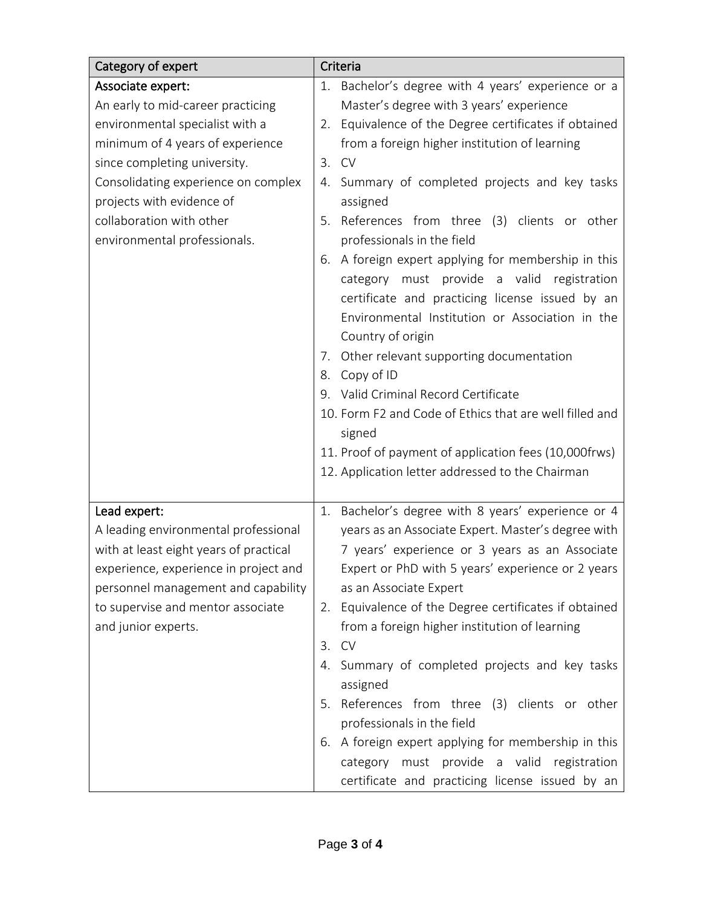| Category of expert | Criteria |
|---|---|
| Associate expert:<br>An early to mid-career practicing environmental specialist with a minimum of 4 years of experience since completing university. Consolidating experience on complex projects with evidence of collaboration with other environmental professionals. | 1. Bachelor's degree with 4 years' experience or a Master's degree with 3 years' experience<br>2. Equivalence of the Degree certificates if obtained from a foreign higher institution of learning<br>3. CV<br>4. Summary of completed projects and key tasks assigned<br>5. References from three (3) clients or other professionals in the field<br>6. A foreign expert applying for membership in this category must provide a valid registration certificate and practicing license issued by an Environmental Institution or Association in the Country of origin<br>7. Other relevant supporting documentation<br>8. Copy of ID<br>9. Valid Criminal Record Certificate<br>10. Form F2 and Code of Ethics that are well filled and signed<br>11. Proof of payment of application fees (10,000frws)<br>12. Application letter addressed to the Chairman |
| Lead expert:<br>A leading environmental professional with at least eight years of practical experience, experience in project and personnel management and capability to supervise and mentor associate and junior experts. | 1. Bachelor's degree with 8 years' experience or 4 years as an Associate Expert. Master's degree with 7 years' experience or 3 years as an Associate Expert or PhD with 5 years' experience or 2 years as an Associate Expert<br>2. Equivalence of the Degree certificates if obtained from a foreign higher institution of learning<br>3. CV<br>4. Summary of completed projects and key tasks assigned<br>5. References from three (3) clients or other professionals in the field<br>6. A foreign expert applying for membership in this category must provide a valid registration certificate and practicing license issued by an |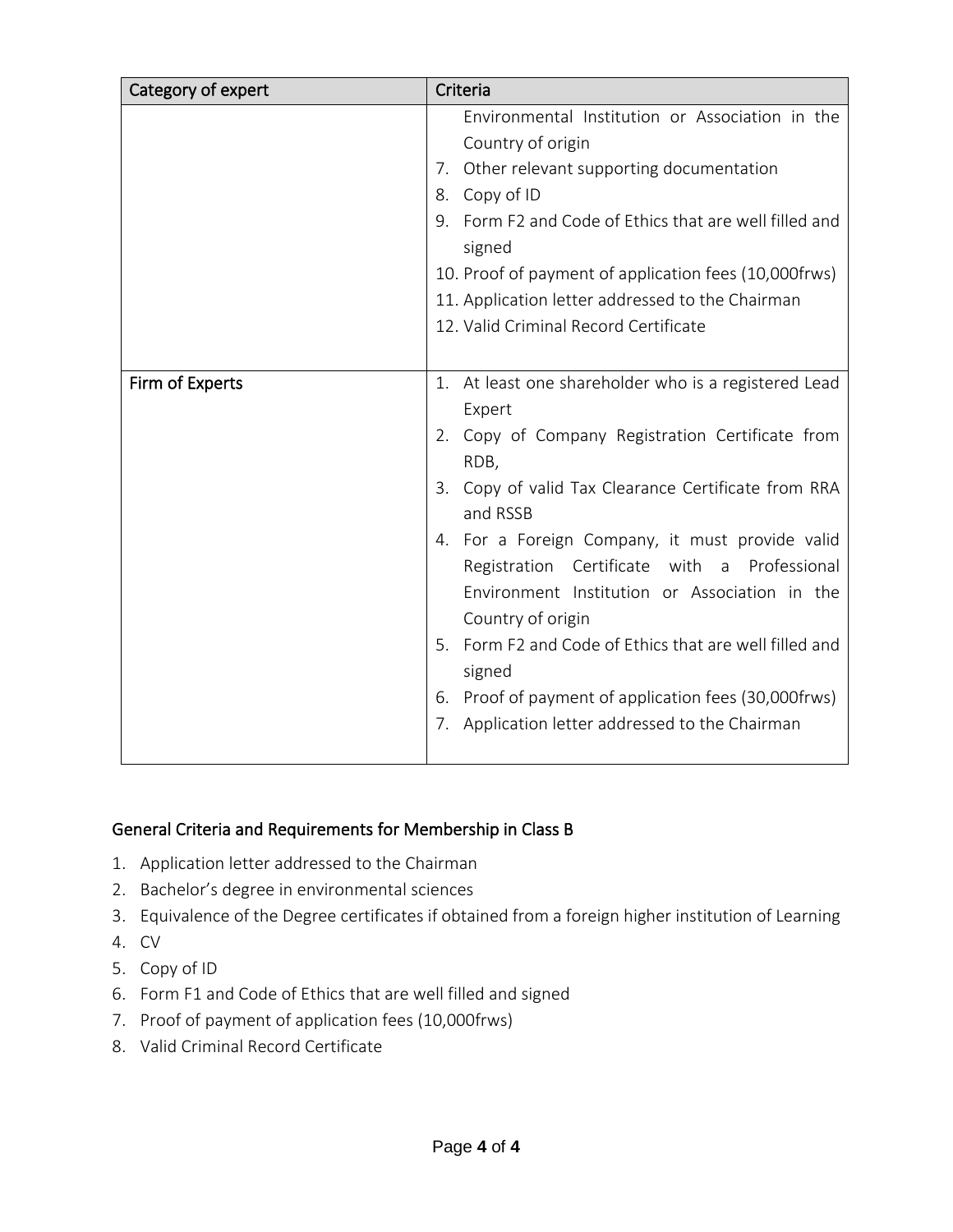| Category of expert | Criteria |
| --- | --- |
| | Environmental Institution or Association in the Country of origin<br>7. Other relevant supporting documentation<br>8. Copy of ID<br>9. Form F2 and Code of Ethics that are well filled and signed<br>10. Proof of payment of application fees (10,000frws)<br>11. Application letter addressed to the Chairman<br>12. Valid Criminal Record Certificate |
| Firm of Experts | 1. At least one shareholder who is a registered Lead Expert<br>2. Copy of Company Registration Certificate from RDB,<br>3. Copy of valid Tax Clearance Certificate from RRA and RSSB<br>4. For a Foreign Company, it must provide valid Registration Certificate with a Professional Environment Institution or Association in the Country of origin<br>5. Form F2 and Code of Ethics that are well filled and signed<br>6. Proof of payment of application fees (30,000frws)<br>7. Application letter addressed to the Chairman |

### General Criteria and Requirements for Membership in Class B

1. Application letter addressed to the Chairman
2. Bachelor's degree in environmental sciences
3. Equivalence of the Degree certificates if obtained from a foreign higher institution of Learning
4. CV
5. Copy of ID
6. Form F1 and Code of Ethics that are well filled and signed
7. Proof of payment of application fees (10,000frws)
8. Valid Criminal Record Certificate